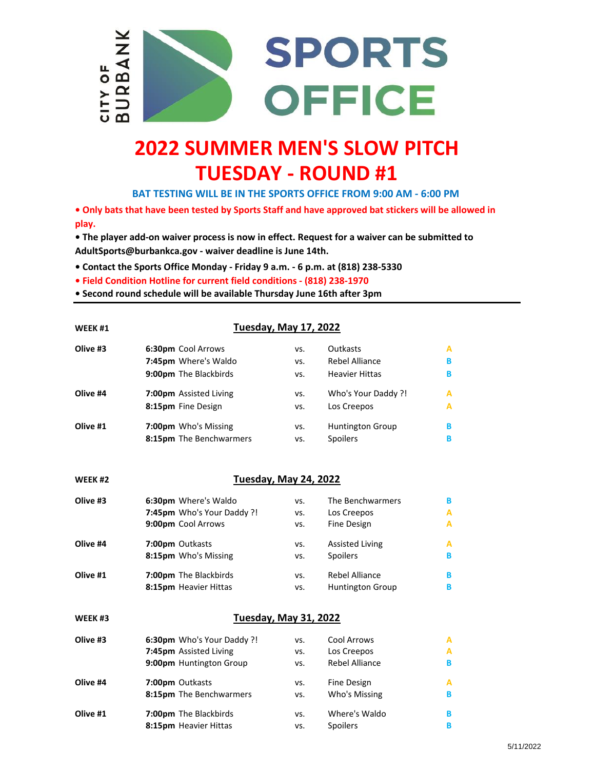CITY OF BURBANK SPORTS OFFICE

# 2022 SUMMER MEN'S SLOW PITCH
# TUESDAY - ROUND #1

**BAT TESTING WILL BE IN THE SPORTS OFFICE FROM 9:00 AM - 6:00 PM**

- **Only bats that have been tested by Sports Staff and have approved bat stickers will be allowed in play.**
- **The player add-on waiver process is now in effect. Request for a waiver can be submitted to AdultSports@burbankca.gov - waiver deadline is June 14th.**
- **Contact the Sports Office Monday - Friday 9 a.m. - 6 p.m. at (818) 238-5330**
- **Field Condition Hotline for current field conditions - (818) 238-1970**
- **Second round schedule will be available Thursday June 16th after 3pm**

---

**WEEK #1** — **Tuesday, May 17, 2022**

| Field | Time | Team | | Team | Division |
|---|---|---|---|---|---|
| Olive #3 | **6:30pm** | Cool Arrows | vs. | Outkasts | A |
| | **7:45pm** | Where's Waldo | vs. | Rebel Alliance | B |
| | **9:00pm** | The Blackbirds | vs. | Heavier Hittas | B |
| Olive #4 | **7:00pm** | Assisted Living | vs. | Who's Your Daddy ?! | A |
| | **8:15pm** | Fine Design | vs. | Los Creepos | A |
| Olive #1 | **7:00pm** | Who's Missing | vs. | Huntington Group | B |
| | **8:15pm** | The Benchwarmers | vs. | Spoilers | B |

**WEEK #2** — **Tuesday, May 24, 2022**

| Field | Time | Team | | Team | Division |
|---|---|---|---|---|---|
| Olive #3 | **6:30pm** | Where's Waldo | vs. | The Benchwarmers | B |
| | **7:45pm** | Who's Your Daddy ?! | vs. | Los Creepos | A |
| | **9:00pm** | Cool Arrows | vs. | Fine Design | A |
| Olive #4 | **7:00pm** | Outkasts | vs. | Assisted Living | A |
| | **8:15pm** | Who's Missing | vs. | Spoilers | B |
| Olive #1 | **7:00pm** | The Blackbirds | vs. | Rebel Alliance | B |
| | **8:15pm** | Heavier Hittas | vs. | Huntington Group | B |

**WEEK #3** — **Tuesday, May 31, 2022**

| Field | Time | Team | | Team | Division |
|---|---|---|---|---|---|
| Olive #3 | **6:30pm** | Who's Your Daddy ?! | vs. | Cool Arrows | A |
| | **7:45pm** | Assisted Living | vs. | Los Creepos | A |
| | **9:00pm** | Huntington Group | vs. | Rebel Alliance | B |
| Olive #4 | **7:00pm** | Outkasts | vs. | Fine Design | A |
| | **8:15pm** | The Benchwarmers | vs. | Who's Missing | B |
| Olive #1 | **7:00pm** | The Blackbirds | vs. | Where's Waldo | B |
| | **8:15pm** | Heavier Hittas | vs. | Spoilers | B |

5/11/2022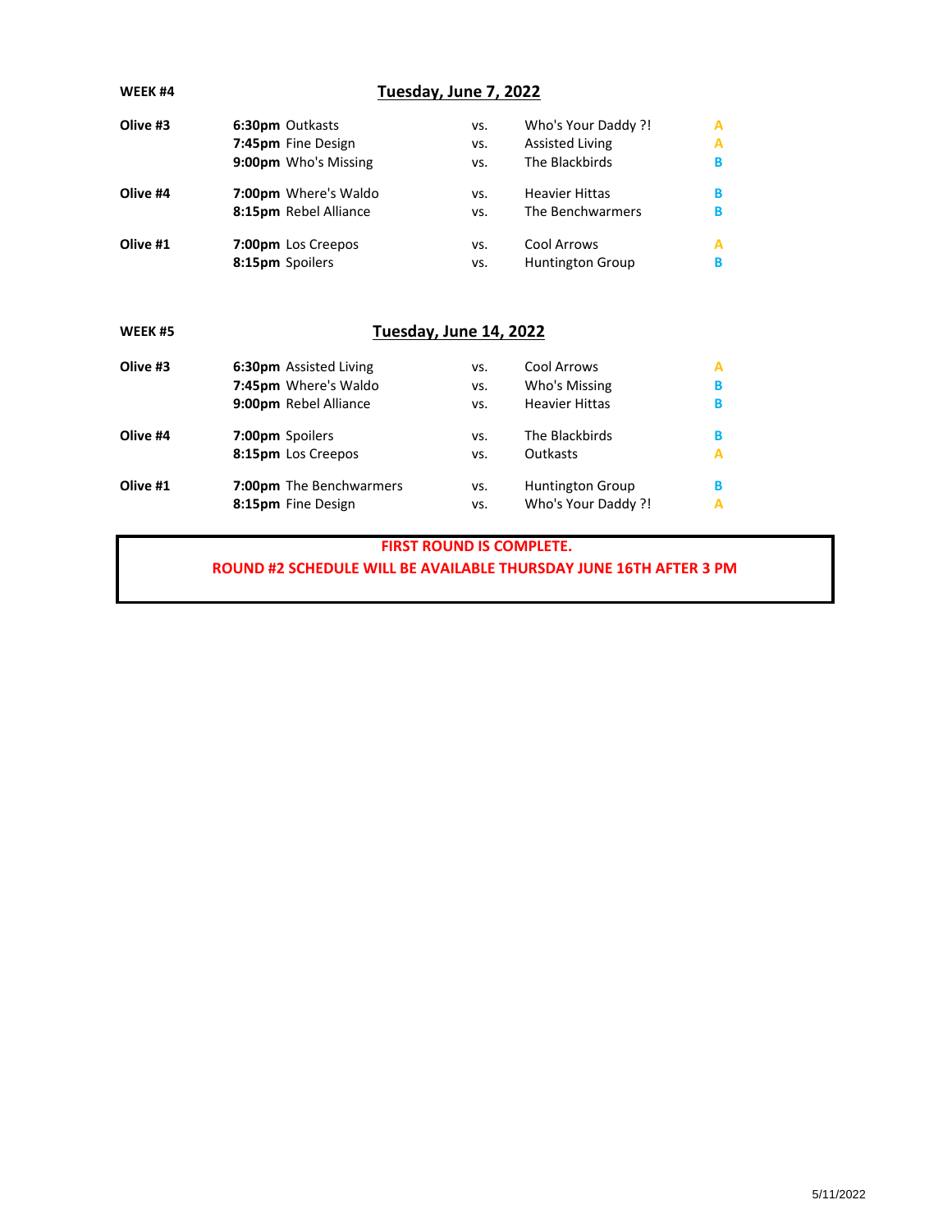| | | | | | |
|---|---|---|---|---|---|
| **WEEK #4** | **Tuesday, June 7, 2022** | | | | |
| **Olive #3** | **6:30pm** | Outkasts | vs. | Who's Your Daddy ?! | A |
| | **7:45pm** | Fine Design | vs. | Assisted Living | A |
| | **9:00pm** | Who's Missing | vs. | The Blackbirds | B |
| **Olive #4** | **7:00pm** | Where's Waldo | vs. | Heavier Hittas | B |
| | **8:15pm** | Rebel Alliance | vs. | The Benchwarmers | B |
| **Olive #1** | **7:00pm** | Los Creepos | vs. | Cool Arrows | A |
| | **8:15pm** | Spoilers | vs. | Huntington Group | B |

| | | | | | |
|---|---|---|---|---|---|
| **WEEK #5** | **Tuesday, June 14, 2022** | | | | |
| **Olive #3** | **6:30pm** | Assisted Living | vs. | Cool Arrows | A |
| | **7:45pm** | Where's Waldo | vs. | Who's Missing | B |
| | **9:00pm** | Rebel Alliance | vs. | Heavier Hittas | B |
| **Olive #4** | **7:00pm** | Spoilers | vs. | The Blackbirds | B |
| | **8:15pm** | Los Creepos | vs. | Outkasts | A |
| **Olive #1** | **7:00pm** | The Benchwarmers | vs. | Huntington Group | B |
| | **8:15pm** | Fine Design | vs. | Who's Your Daddy ?! | A |

**FIRST ROUND IS COMPLETE.**

**ROUND #2 SCHEDULE WILL BE AVAILABLE THURSDAY JUNE 16TH AFTER 3 PM**

5/11/2022